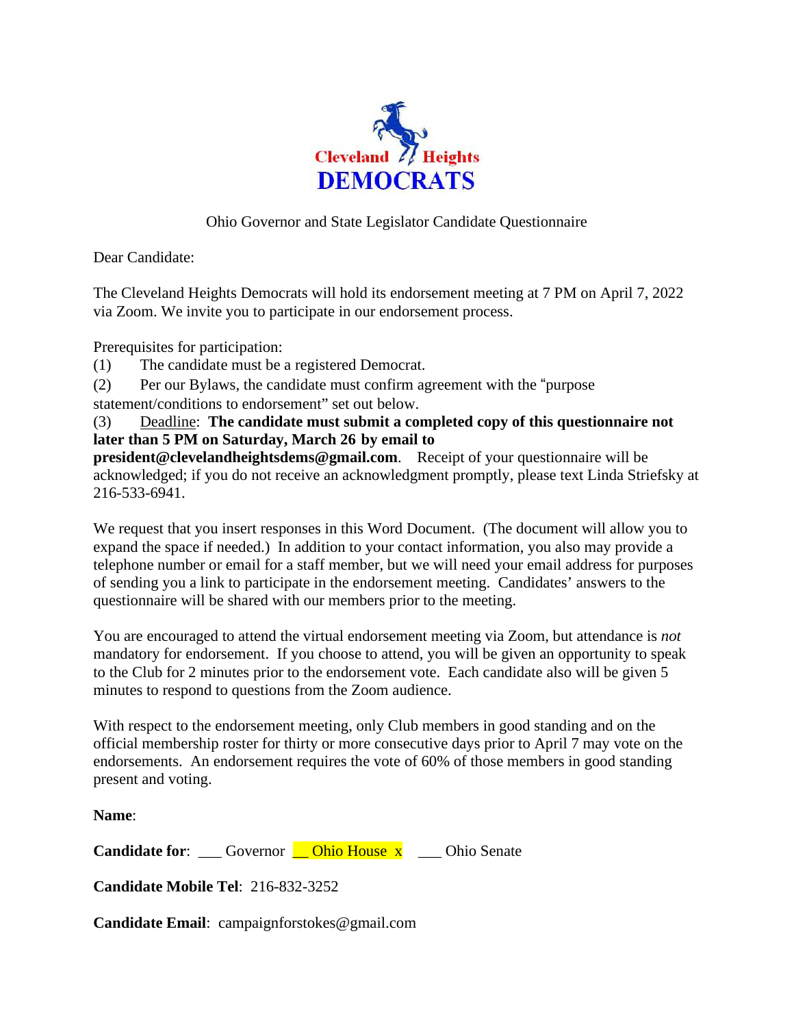Cleveland Heights DEMOCRATS

Ohio Governor and State Legislator Candidate Questionnaire

Dear Candidate:

The Cleveland Heights Democrats will hold its endorsement meeting at 7 PM on April 7, 2022 via Zoom. We invite you to participate in our endorsement process.

Prerequisites for participation:

(1) The candidate must be a registered Democrat.

(2) Per our Bylaws, the candidate must confirm agreement with the "purpose statement/conditions to endorsement" set out below.

(3) Deadline: **The candidate must submit a completed copy of this questionnaire not later than 5 PM on Saturday, March 26 by email to president@clevelandheightsdems@gmail.com**. Receipt of your questionnaire will be acknowledged; if you do not receive an acknowledgment promptly, please text Linda Striefsky at 216-533-6941.

We request that you insert responses in this Word Document. (The document will allow you to expand the space if needed.) In addition to your contact information, you also may provide a telephone number or email for a staff member, but we will need your email address for purposes of sending you a link to participate in the endorsement meeting. Candidates' answers to the questionnaire will be shared with our members prior to the meeting.

You are encouraged to attend the virtual endorsement meeting via Zoom, but attendance is *not* mandatory for endorsement. If you choose to attend, you will be given an opportunity to speak to the Club for 2 minutes prior to the endorsement vote. Each candidate also will be given 5 minutes to respond to questions from the Zoom audience.

With respect to the endorsement meeting, only Club members in good standing and on the official membership roster for thirty or more consecutive days prior to April 7 may vote on the endorsements. An endorsement requires the vote of 60% of those members in good standing present and voting.

**Name**:

**Candidate for**: ___ Governor __ Ohio House x ___ Ohio Senate

**Candidate Mobile Tel**: 216-832-3252

**Candidate Email**: campaignforstokes@gmail.com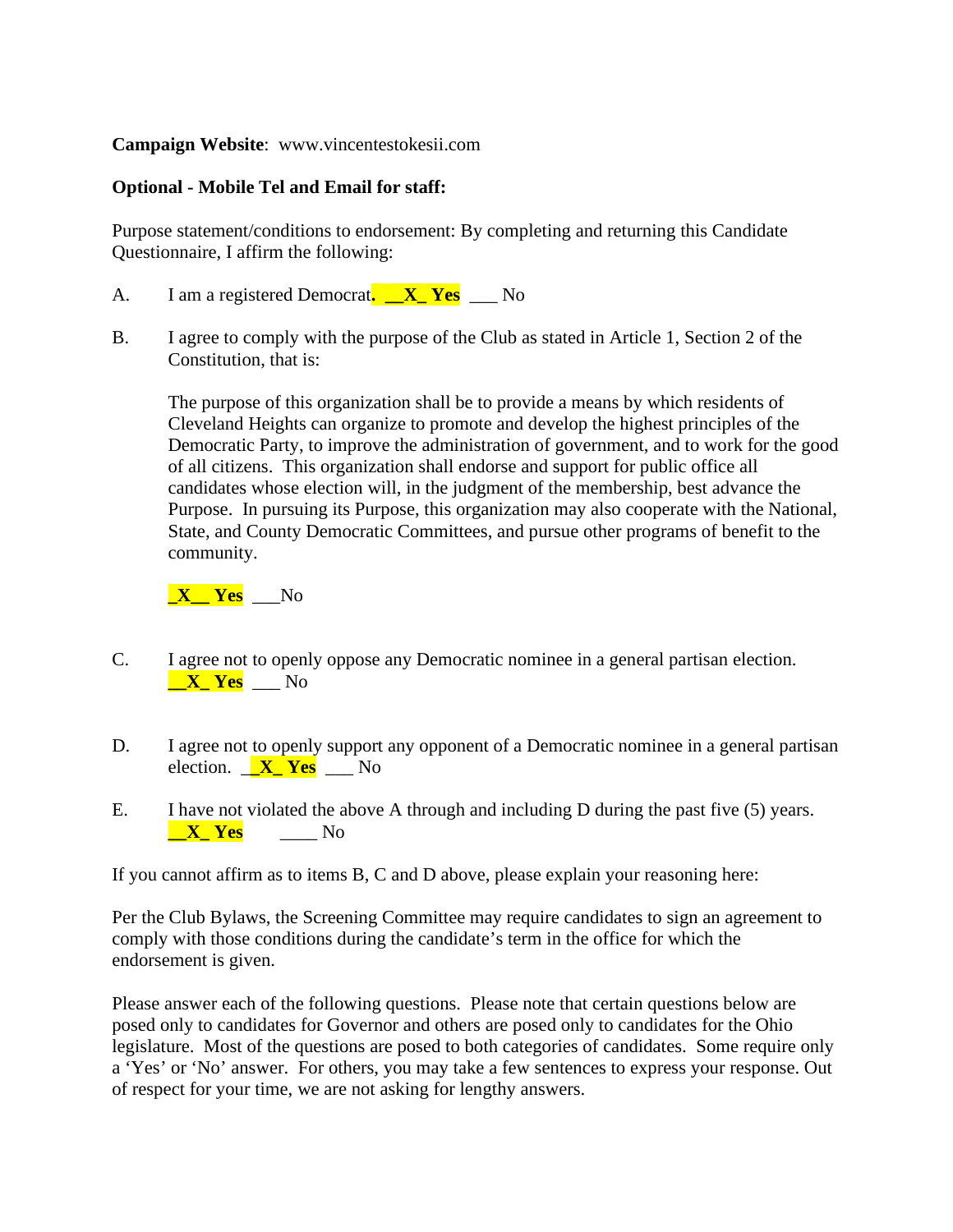**Campaign Website**: www.vincentestokesii.com

**Optional - Mobile Tel and Email for staff:**

Purpose statement/conditions to endorsement: By completing and returning this Candidate Questionnaire, I affirm the following:

A. I am a registered Democrat**. __X_ Yes** ___ No

B. I agree to comply with the purpose of the Club as stated in Article 1, Section 2 of the Constitution, that is:

 The purpose of this organization shall be to provide a means by which residents of Cleveland Heights can organize to promote and develop the highest principles of the Democratic Party, to improve the administration of government, and to work for the good of all citizens. This organization shall endorse and support for public office all candidates whose election will, in the judgment of the membership, best advance the Purpose. In pursuing its Purpose, this organization may also cooperate with the National, State, and County Democratic Committees, and pursue other programs of benefit to the community.

 **_X__ Yes** ___No

C. I agree not to openly oppose any Democratic nominee in a general partisan election. **__X_ Yes** ___ No

D. I agree not to openly support any opponent of a Democratic nominee in a general partisan election. __**X_ Yes** ___ No

E. I have not violated the above A through and including D during the past five (5) years. **__X_ Yes** ____ No

If you cannot affirm as to items B, C and D above, please explain your reasoning here:

Per the Club Bylaws, the Screening Committee may require candidates to sign an agreement to comply with those conditions during the candidate's term in the office for which the endorsement is given.

Please answer each of the following questions. Please note that certain questions below are posed only to candidates for Governor and others are posed only to candidates for the Ohio legislature. Most of the questions are posed to both categories of candidates. Some require only a 'Yes' or 'No' answer. For others, you may take a few sentences to express your response. Out of respect for your time, we are not asking for lengthy answers.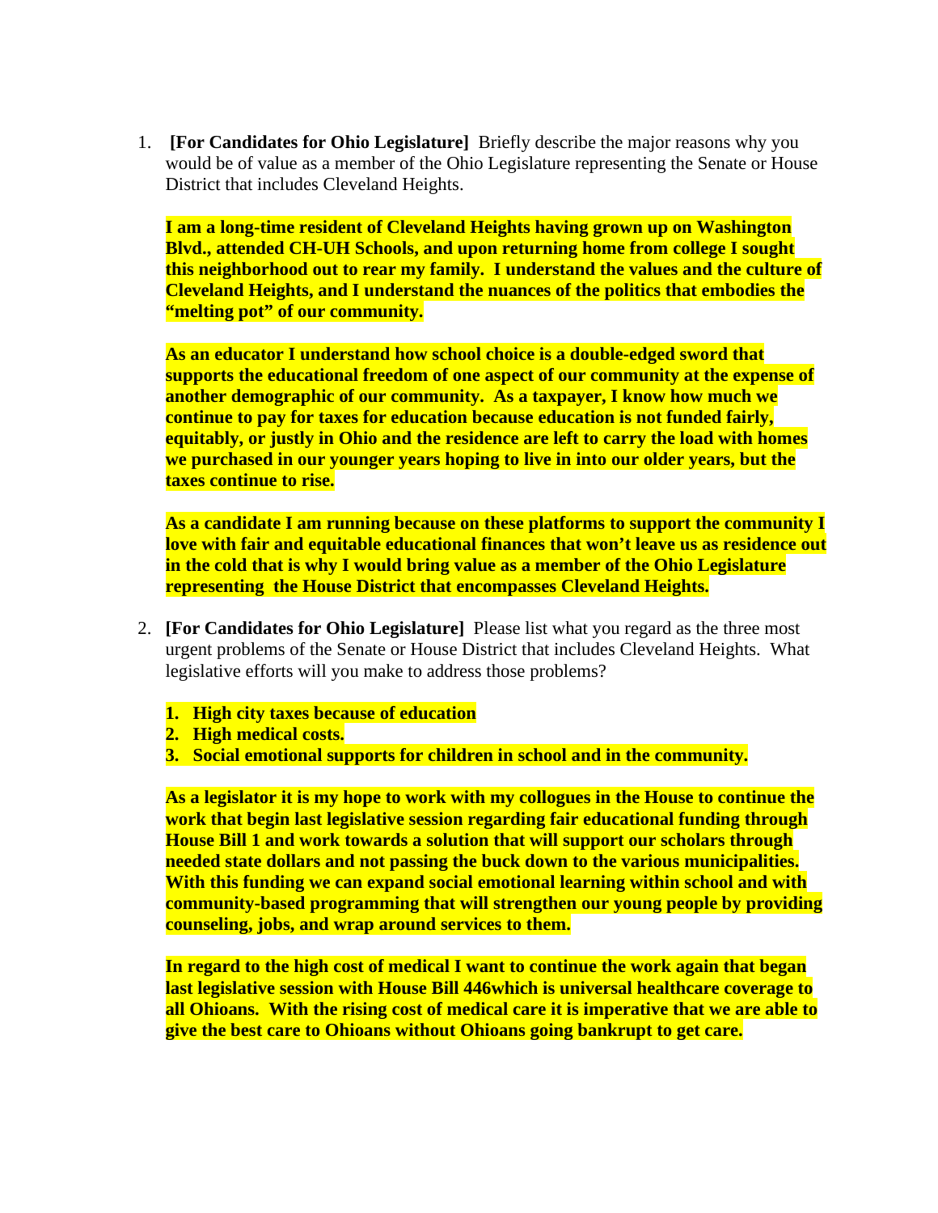1. **[For Candidates for Ohio Legislature]** Briefly describe the major reasons why you would be of value as a member of the Ohio Legislature representing the Senate or House District that includes Cleveland Heights.

   **I am a long-time resident of Cleveland Heights having grown up on Washington Blvd., attended CH-UH Schools, and upon returning home from college I sought this neighborhood out to rear my family. I understand the values and the culture of Cleveland Heights, and I understand the nuances of the politics that embodies the "melting pot" of our community.**

   **As an educator I understand how school choice is a double-edged sword that supports the educational freedom of one aspect of our community at the expense of another demographic of our community. As a taxpayer, I know how much we continue to pay for taxes for education because education is not funded fairly, equitably, or justly in Ohio and the residence are left to carry the load with homes we purchased in our younger years hoping to live in into our older years, but the taxes continue to rise.**

   **As a candidate I am running because on these platforms to support the community I love with fair and equitable educational finances that won't leave us as residence out in the cold that is why I would bring value as a member of the Ohio Legislature representing the House District that encompasses Cleveland Heights.**

2. **[For Candidates for Ohio Legislature]** Please list what you regard as the three most urgent problems of the Senate or House District that includes Cleveland Heights. What legislative efforts will you make to address those problems?

   1. **High city taxes because of education**
   2. **High medical costs.**
   3. **Social emotional supports for children in school and in the community.**

   **As a legislator it is my hope to work with my collogues in the House to continue the work that begin last legislative session regarding fair educational funding through House Bill 1 and work towards a solution that will support our scholars through needed state dollars and not passing the buck down to the various municipalities. With this funding we can expand social emotional learning within school and with community-based programming that will strengthen our young people by providing counseling, jobs, and wrap around services to them.**

   **In regard to the high cost of medical I want to continue the work again that began last legislative session with House Bill 446which is universal healthcare coverage to all Ohioans. With the rising cost of medical care it is imperative that we are able to give the best care to Ohioans without Ohioans going bankrupt to get care.**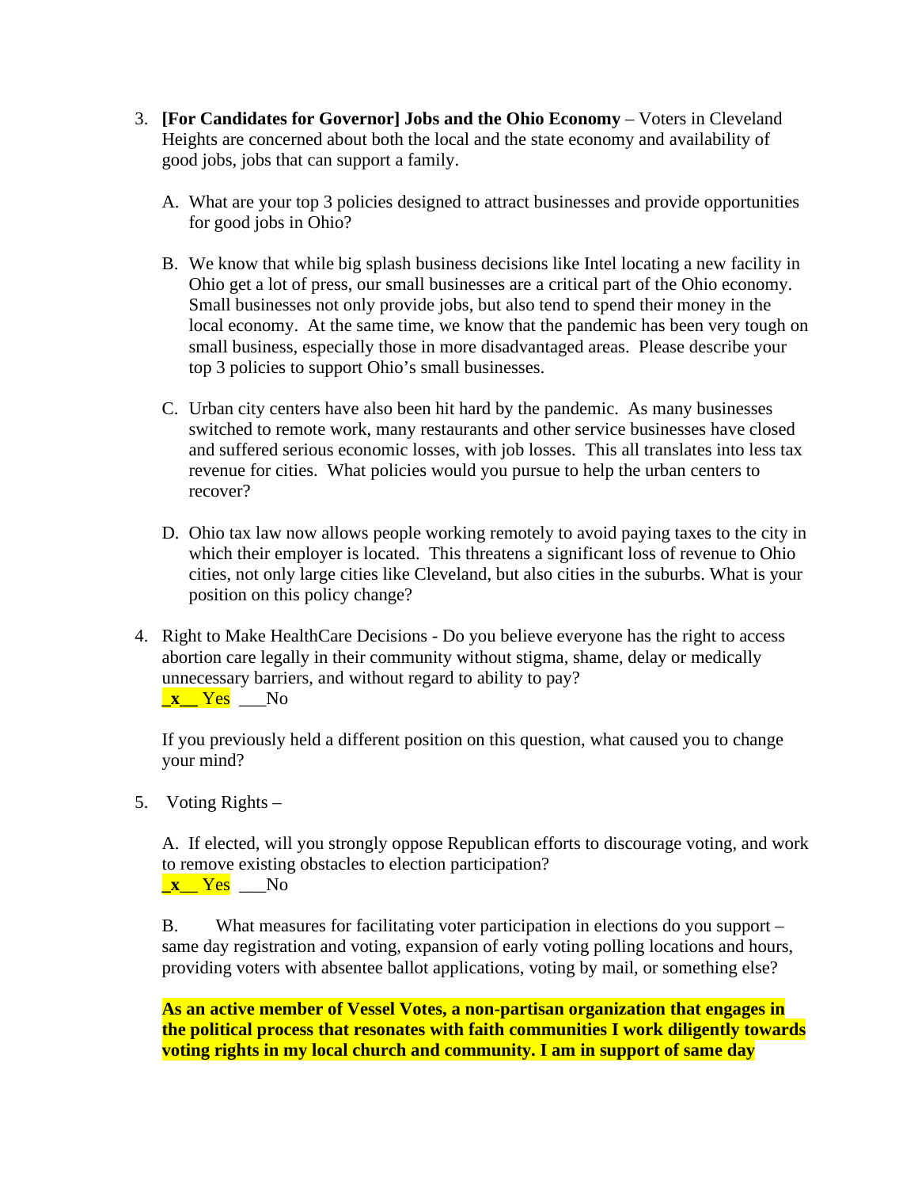3. **[For Candidates for Governor] Jobs and the Ohio Economy** – Voters in Cleveland Heights are concerned about both the local and the state economy and availability of good jobs, jobs that can support a family.

   A. What are your top 3 policies designed to attract businesses and provide opportunities for good jobs in Ohio?

   B. We know that while big splash business decisions like Intel locating a new facility in Ohio get a lot of press, our small businesses are a critical part of the Ohio economy. Small businesses not only provide jobs, but also tend to spend their money in the local economy. At the same time, we know that the pandemic has been very tough on small business, especially those in more disadvantaged areas. Please describe your top 3 policies to support Ohio's small businesses.

   C. Urban city centers have also been hit hard by the pandemic. As many businesses switched to remote work, many restaurants and other service businesses have closed and suffered serious economic losses, with job losses. This all translates into less tax revenue for cities. What policies would you pursue to help the urban centers to recover?

   D. Ohio tax law now allows people working remotely to avoid paying taxes to the city in which their employer is located. This threatens a significant loss of revenue to Ohio cities, not only large cities like Cleveland, but also cities in the suburbs. What is your position on this policy change?

4. Right to Make HealthCare Decisions - Do you believe everyone has the right to access abortion care legally in their community without stigma, shame, delay or medically unnecessary barriers, and without regard to ability to pay?
   **_x__** Yes ___No

   If you previously held a different position on this question, what caused you to change your mind?

5. Voting Rights –

   A. If elected, will you strongly oppose Republican efforts to discourage voting, and work to remove existing obstacles to election participation?
   **_x__** Yes ___No

   B. What measures for facilitating voter participation in elections do you support – same day registration and voting, expansion of early voting polling locations and hours, providing voters with absentee ballot applications, voting by mail, or something else?

   **As an active member of Vessel Votes, a non-partisan organization that engages in the political process that resonates with faith communities I work diligently towards voting rights in my local church and community. I am in support of same day**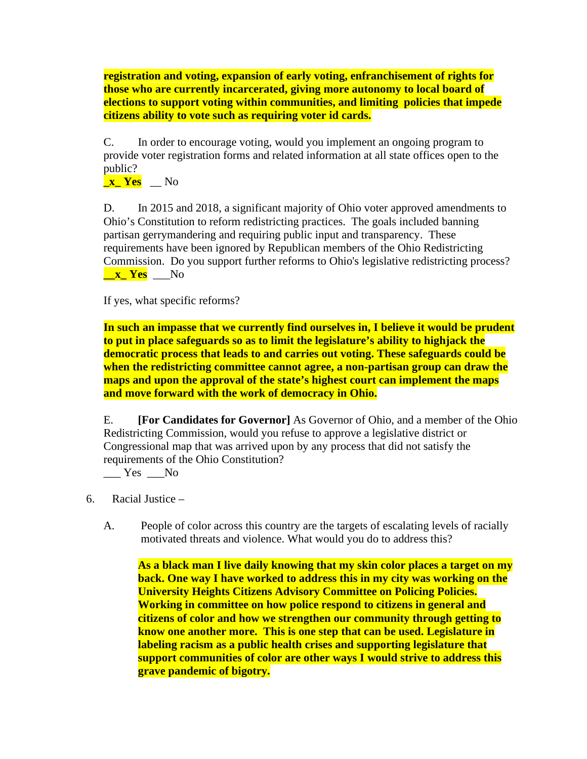**registration and voting, expansion of early voting, enfranchisement of rights for those who are currently incarcerated, giving more autonomy to local board of elections to support voting within communities, and limiting policies that impede citizens ability to vote such as requiring voter id cards.**

C. In order to encourage voting, would you implement an ongoing program to provide voter registration forms and related information at all state offices open to the public?
**_x_ Yes** __ No

D. In 2015 and 2018, a significant majority of Ohio voter approved amendments to Ohio's Constitution to reform redistricting practices. The goals included banning partisan gerrymandering and requiring public input and transparency. These requirements have been ignored by Republican members of the Ohio Redistricting Commission. Do you support further reforms to Ohio's legislative redistricting process?
**__x_ Yes** ___No

If yes, what specific reforms?

**In such an impasse that we currently find ourselves in, I believe it would be prudent to put in place safeguards so as to limit the legislature's ability to highjack the democratic process that leads to and carries out voting. These safeguards could be when the redistricting committee cannot agree, a non-partisan group can draw the maps and upon the approval of the state's highest court can implement the maps and move forward with the work of democracy in Ohio.**

E. **[For Candidates for Governor]** As Governor of Ohio, and a member of the Ohio Redistricting Commission, would you refuse to approve a legislative district or Congressional map that was arrived upon by any process that did not satisfy the requirements of the Ohio Constitution?
___ Yes ___No

6. Racial Justice –

A. People of color across this country are the targets of escalating levels of racially motivated threats and violence. What would you do to address this?

**As a black man I live daily knowing that my skin color places a target on my back. One way I have worked to address this in my city was working on the University Heights Citizens Advisory Committee on Policing Policies. Working in committee on how police respond to citizens in general and citizens of color and how we strengthen our community through getting to know one another more. This is one step that can be used. Legislature in labeling racism as a public health crises and supporting legislature that support communities of color are other ways I would strive to address this grave pandemic of bigotry.**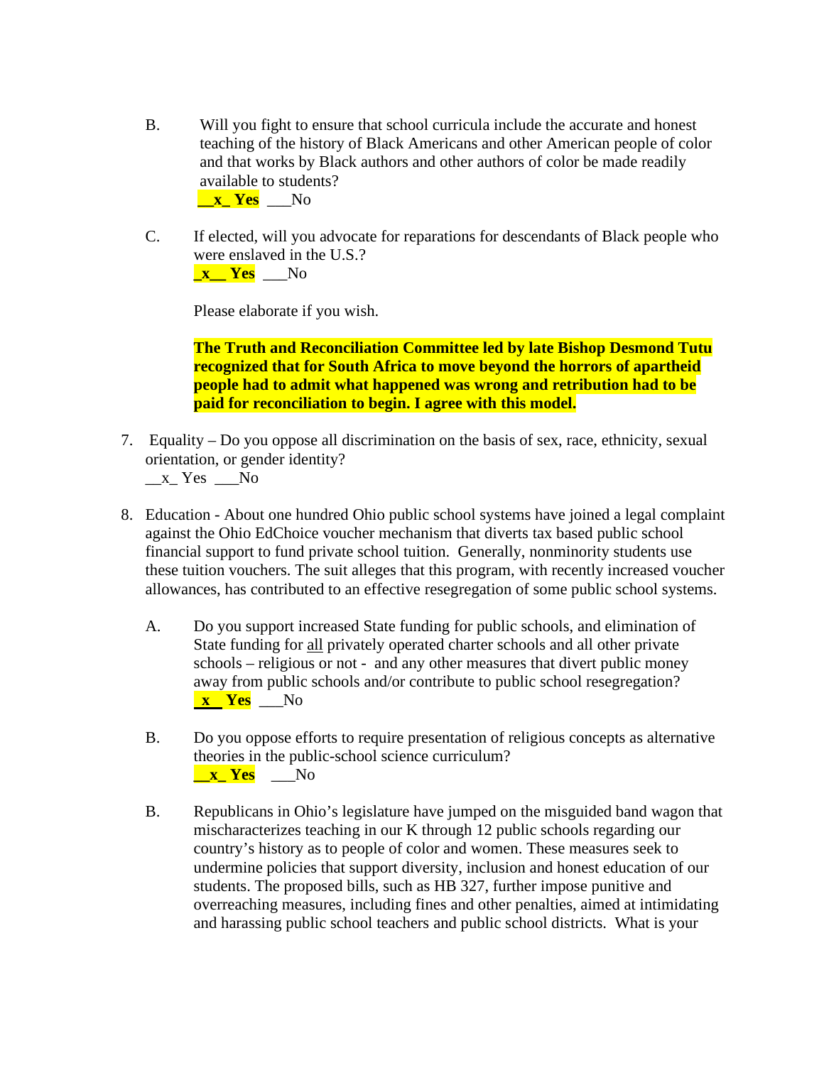B. Will you fight to ensure that school curricula include the accurate and honest teaching of the history of Black Americans and other American people of color and that works by Black authors and other authors of color be made readily available to students?

**__x_ Yes** ___No

C. If elected, will you advocate for reparations for descendants of Black people who were enslaved in the U.S.?

**_x__ Yes** ___No

Please elaborate if you wish.

**The Truth and Reconciliation Committee led by late Bishop Desmond Tutu recognized that for South Africa to move beyond the horrors of apartheid people had to admit what happened was wrong and retribution had to be paid for reconciliation to begin. I agree with this model.**

7. Equality – Do you oppose all discrimination on the basis of sex, race, ethnicity, sexual orientation, or gender identity?

__x_ Yes ___No

8. Education - About one hundred Ohio public school systems have joined a legal complaint against the Ohio EdChoice voucher mechanism that diverts tax based public school financial support to fund private school tuition. Generally, nonminority students use these tuition vouchers. The suit alleges that this program, with recently increased voucher allowances, has contributed to an effective resegregation of some public school systems.

A. Do you support increased State funding for public schools, and elimination of State funding for all privately operated charter schools and all other private schools – religious or not - and any other measures that divert public money away from public schools and/or contribute to public school resegregation?

**_x__ Yes** ___No

B. Do you oppose efforts to require presentation of religious concepts as alternative theories in the public-school science curriculum?

**__x_ Yes** ___No

B. Republicans in Ohio's legislature have jumped on the misguided band wagon that mischaracterizes teaching in our K through 12 public schools regarding our country's history as to people of color and women. These measures seek to undermine policies that support diversity, inclusion and honest education of our students. The proposed bills, such as HB 327, further impose punitive and overreaching measures, including fines and other penalties, aimed at intimidating and harassing public school teachers and public school districts. What is your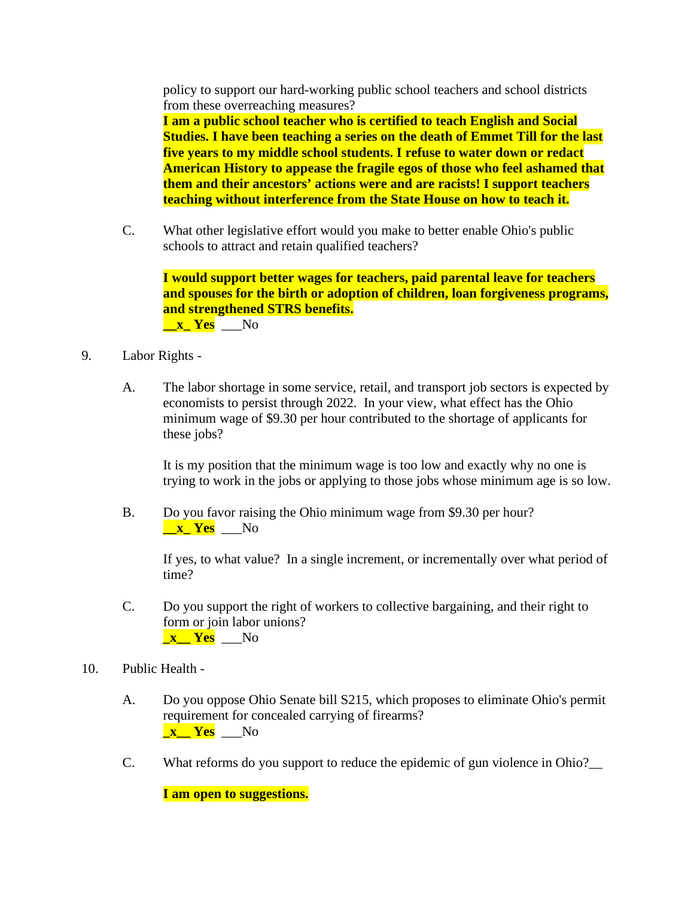policy to support our hard-working public school teachers and school districts from these overreaching measures?

**I am a public school teacher who is certified to teach English and Social Studies. I have been teaching a series on the death of Emmet Till for the last five years to my middle school students. I refuse to water down or redact American History to appease the fragile egos of those who feel ashamed that them and their ancestors' actions were and are racists! I support teachers teaching without interference from the State House on how to teach it.**

C. What other legislative effort would you make to better enable Ohio's public schools to attract and retain qualified teachers?

**I would support better wages for teachers, paid parental leave for teachers and spouses for the birth or adoption of children, loan forgiveness programs, and strengthened STRS benefits.**
**__x_ Yes** ___No

9. Labor Rights -

A. The labor shortage in some service, retail, and transport job sectors is expected by economists to persist through 2022. In your view, what effect has the Ohio minimum wage of $9.30 per hour contributed to the shortage of applicants for these jobs?

It is my position that the minimum wage is too low and exactly why no one is trying to work in the jobs or applying to those jobs whose minimum age is so low.

B. Do you favor raising the Ohio minimum wage from $9.30 per hour?
**__x_ Yes** ___No

If yes, to what value? In a single increment, or incrementally over what period of time?

C. Do you support the right of workers to collective bargaining, and their right to form or join labor unions?
**_x__ Yes** ___No

10. Public Health -

A. Do you oppose Ohio Senate bill S215, which proposes to eliminate Ohio's permit requirement for concealed carrying of firearms?
**_x__ Yes** ___No

C. What reforms do you support to reduce the epidemic of gun violence in Ohio?__

**I am open to suggestions.**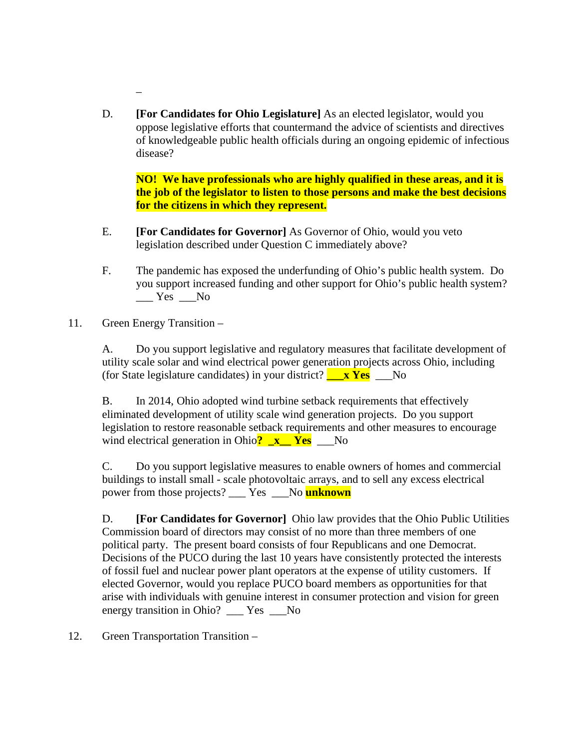–

D. **[For Candidates for Ohio Legislature]** As an elected legislator, would you oppose legislative efforts that countermand the advice of scientists and directives of knowledgeable public health officials during an ongoing epidemic of infectious disease?

**NO! We have professionals who are highly qualified in these areas, and it is the job of the legislator to listen to those persons and make the best decisions for the citizens in which they represent.**

E. **[For Candidates for Governor]** As Governor of Ohio, would you veto legislation described under Question C immediately above?

F. The pandemic has exposed the underfunding of Ohio's public health system. Do you support increased funding and other support for Ohio's public health system? ___ Yes ___No

11. Green Energy Transition –

A. Do you support legislative and regulatory measures that facilitate development of utility scale solar and wind electrical power generation projects across Ohio, including (for State legislature candidates) in your district? **___x Yes** ___No

B. In 2014, Ohio adopted wind turbine setback requirements that effectively eliminated development of utility scale wind generation projects. Do you support legislation to restore reasonable setback requirements and other measures to encourage wind electrical generation in Ohio**? _x__ Yes** ___No

C. Do you support legislative measures to enable owners of homes and commercial buildings to install small - scale photovoltaic arrays, and to sell any excess electrical power from those projects? ___ Yes ___No **unknown**

D. **[For Candidates for Governor]** Ohio law provides that the Ohio Public Utilities Commission board of directors may consist of no more than three members of one political party. The present board consists of four Republicans and one Democrat. Decisions of the PUCO during the last 10 years have consistently protected the interests of fossil fuel and nuclear power plant operators at the expense of utility customers. If elected Governor, would you replace PUCO board members as opportunities for that arise with individuals with genuine interest in consumer protection and vision for green energy transition in Ohio? ___ Yes ___No

12. Green Transportation Transition –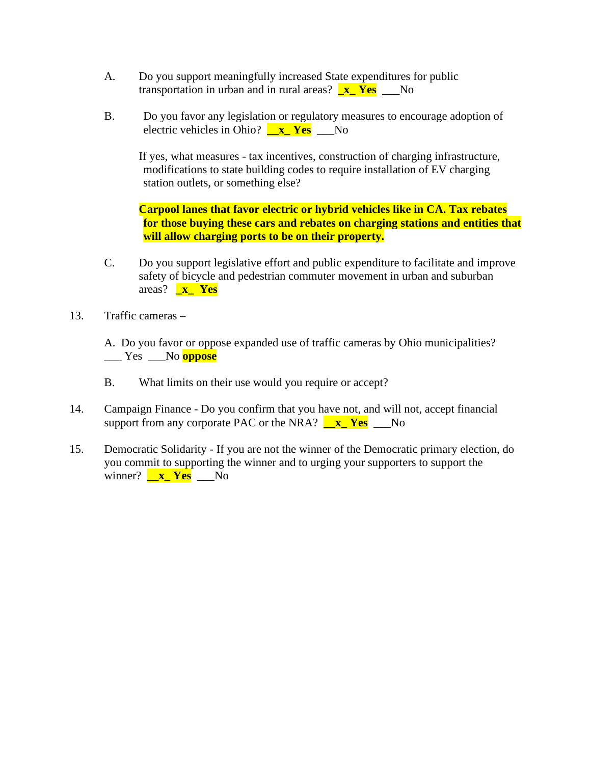A. Do you support meaningfully increased State expenditures for public transportation in urban and in rural areas? **_x_ Yes** ___No

B. Do you favor any legislation or regulatory measures to encourage adoption of electric vehicles in Ohio? **__x_ Yes** ___No

If yes, what measures - tax incentives, construction of charging infrastructure, modifications to state building codes to require installation of EV charging station outlets, or something else?

**Carpool lanes that favor electric or hybrid vehicles like in CA. Tax rebates for those buying these cars and rebates on charging stations and entities that will allow charging ports to be on their property.**

C. Do you support legislative effort and public expenditure to facilitate and improve safety of bicycle and pedestrian commuter movement in urban and suburban areas? **_x_ Yes**

13. Traffic cameras –

A. Do you favor or oppose expanded use of traffic cameras by Ohio municipalities? ___ Yes ___No **oppose**

B. What limits on their use would you require or accept?

14. Campaign Finance - Do you confirm that you have not, and will not, accept financial support from any corporate PAC or the NRA? **__x_ Yes** ___No

15. Democratic Solidarity - If you are not the winner of the Democratic primary election, do you commit to supporting the winner and to urging your supporters to support the winner? **__x_ Yes** ___No